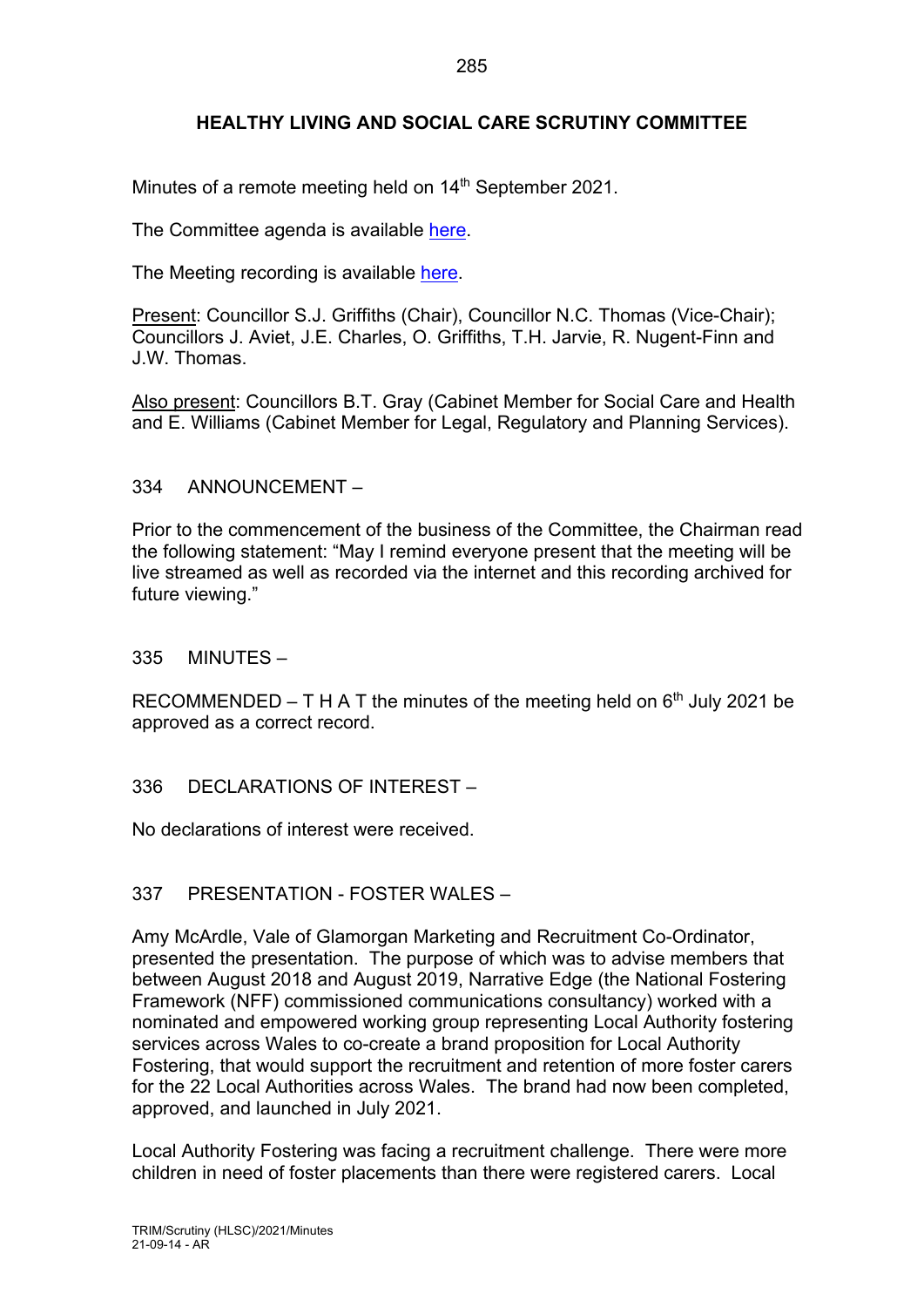# HEALTHY LIVING AND SOCIAL CARE SCRUTINY COMMITTEE

Minutes of a remote meeting held on 14th September 2021.

The Committee agenda is available here.

The Meeting recording is available here.

Present: Councillor S.J. Griffiths (Chair), Councillor N.C. Thomas (Vice-Chair); Councillors J. Aviet, J.E. Charles, O. Griffiths, T.H. Jarvie, R. Nugent-Finn and J.W. Thomas.

Also present: Councillors B.T. Gray (Cabinet Member for Social Care and Health and E. Williams (Cabinet Member for Legal, Regulatory and Planning Services).

## 334 ANNOUNCEMENT –

Prior to the commencement of the business of the Committee, the Chairman read the following statement: "May I remind everyone present that the meeting will be live streamed as well as recorded via the internet and this recording archived for future viewing."

## 335 MINUTES –

RECOMMENDED – T H A T the minutes of the meeting held on 6th July 2021 be approved as a correct record.

## 336 DECLARATIONS OF INTEREST –

No declarations of interest were received.

## 337 PRESENTATION - FOSTER WALES –

Amy McArdle, Vale of Glamorgan Marketing and Recruitment Co-Ordinator, presented the presentation. The purpose of which was to advise members that between August 2018 and August 2019, Narrative Edge (the National Fostering Framework (NFF) commissioned communications consultancy) worked with a nominated and empowered working group representing Local Authority fostering services across Wales to co-create a brand proposition for Local Authority Fostering, that would support the recruitment and retention of more foster carers for the 22 Local Authorities across Wales. The brand had now been completed, approved, and launched in July 2021.

Local Authority Fostering was facing a recruitment challenge. There were more children in need of foster placements than there were registered carers. Local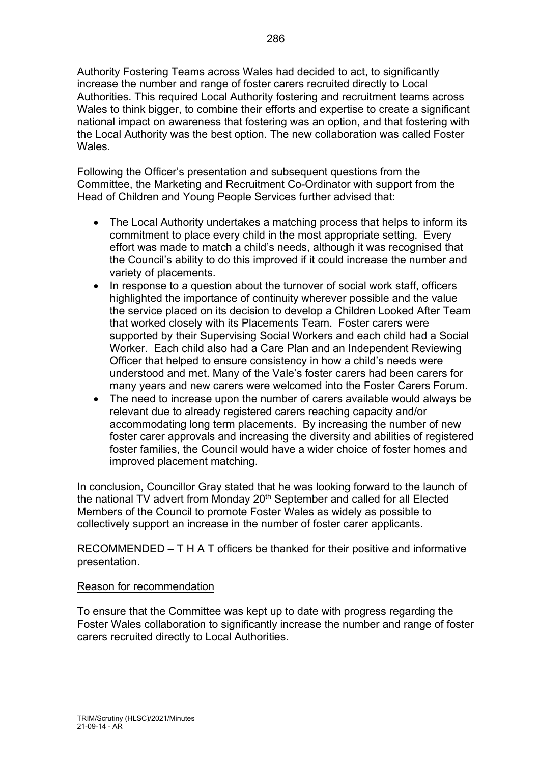Authority Fostering Teams across Wales had decided to act, to significantly increase the number and range of foster carers recruited directly to Local Authorities. This required Local Authority fostering and recruitment teams across Wales to think bigger, to combine their efforts and expertise to create a significant national impact on awareness that fostering was an option, and that fostering with the Local Authority was the best option. The new collaboration was called Foster Wales.

Following the Officer's presentation and subsequent questions from the Committee, the Marketing and Recruitment Co-Ordinator with support from the Head of Children and Young People Services further advised that:

- The Local Authority undertakes a matching process that helps to inform its commitment to place every child in the most appropriate setting. Every effort was made to match a child's needs, although it was recognised that the Council's ability to do this improved if it could increase the number and variety of placements.
- In response to a question about the turnover of social work staff, officers highlighted the importance of continuity wherever possible and the value the service placed on its decision to develop a Children Looked After Team that worked closely with its Placements Team. Foster carers were supported by their Supervising Social Workers and each child had a Social Worker. Each child also had a Care Plan and an Independent Reviewing Officer that helped to ensure consistency in how a child's needs were understood and met. Many of the Vale's foster carers had been carers for many years and new carers were welcomed into the Foster Carers Forum.
- The need to increase upon the number of carers available would always be relevant due to already registered carers reaching capacity and/or accommodating long term placements. By increasing the number of new foster carer approvals and increasing the diversity and abilities of registered foster families, the Council would have a wider choice of foster homes and improved placement matching.

In conclusion, Councillor Gray stated that he was looking forward to the launch of the national TV advert from Monday 20th September and called for all Elected Members of the Council to promote Foster Wales as widely as possible to collectively support an increase in the number of foster carer applicants.

RECOMMENDED – T H A T officers be thanked for their positive and informative presentation.

Reason for recommendation

To ensure that the Committee was kept up to date with progress regarding the Foster Wales collaboration to significantly increase the number and range of foster carers recruited directly to Local Authorities.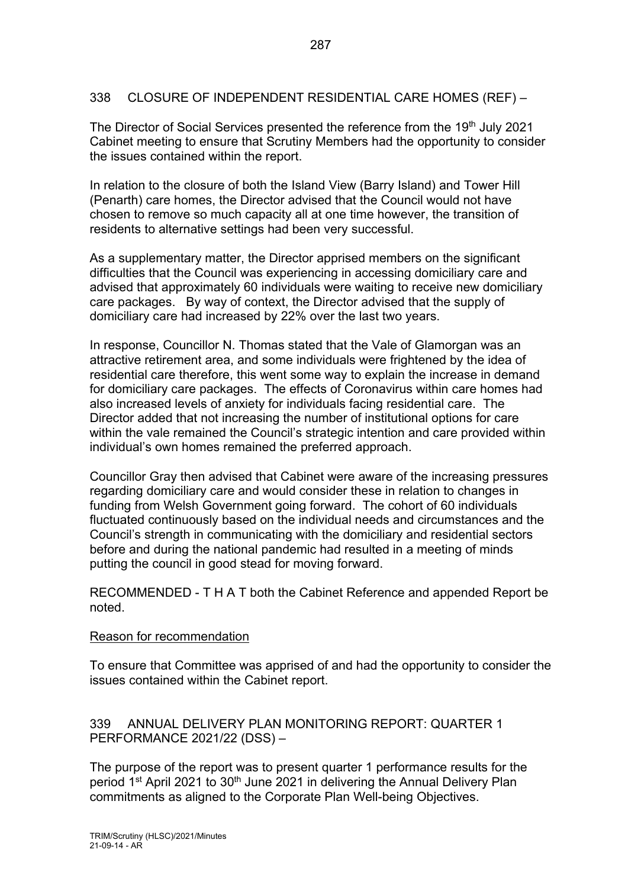## 338 CLOSURE OF INDEPENDENT RESIDENTIAL CARE HOMES (REF) –

The Director of Social Services presented the reference from the 19th July 2021 Cabinet meeting to ensure that Scrutiny Members had the opportunity to consider the issues contained within the report.

In relation to the closure of both the Island View (Barry Island) and Tower Hill (Penarth) care homes, the Director advised that the Council would not have chosen to remove so much capacity all at one time however, the transition of residents to alternative settings had been very successful.

As a supplementary matter, the Director apprised members on the significant difficulties that the Council was experiencing in accessing domiciliary care and advised that approximately 60 individuals were waiting to receive new domiciliary care packages. By way of context, the Director advised that the supply of domiciliary care had increased by 22% over the last two years.

In response, Councillor N. Thomas stated that the Vale of Glamorgan was an attractive retirement area, and some individuals were frightened by the idea of residential care therefore, this went some way to explain the increase in demand for domiciliary care packages. The effects of Coronavirus within care homes had also increased levels of anxiety for individuals facing residential care. The Director added that not increasing the number of institutional options for care within the vale remained the Council's strategic intention and care provided within individual's own homes remained the preferred approach.

Councillor Gray then advised that Cabinet were aware of the increasing pressures regarding domiciliary care and would consider these in relation to changes in funding from Welsh Government going forward. The cohort of 60 individuals fluctuated continuously based on the individual needs and circumstances and the Council's strength in communicating with the domiciliary and residential sectors before and during the national pandemic had resulted in a meeting of minds putting the council in good stead for moving forward.

RECOMMENDED - T H A T both the Cabinet Reference and appended Report be noted.

Reason for recommendation

To ensure that Committee was apprised of and had the opportunity to consider the issues contained within the Cabinet report.

## 339 ANNUAL DELIVERY PLAN MONITORING REPORT: QUARTER 1 PERFORMANCE 2021/22 (DSS) –

The purpose of the report was to present quarter 1 performance results for the period 1st April 2021 to 30th June 2021 in delivering the Annual Delivery Plan commitments as aligned to the Corporate Plan Well-being Objectives.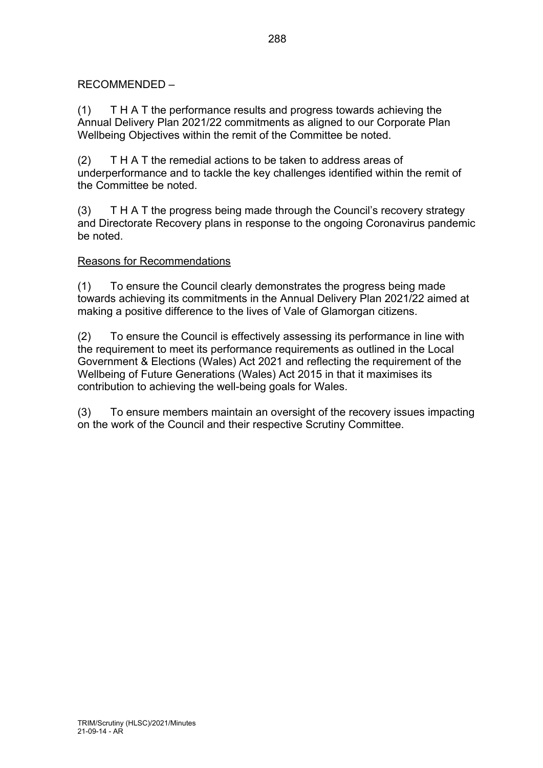RECOMMENDED –

(1) T H A T the performance results and progress towards achieving the Annual Delivery Plan 2021/22 commitments as aligned to our Corporate Plan Wellbeing Objectives within the remit of the Committee be noted.

(2) T H A T the remedial actions to be taken to address areas of underperformance and to tackle the key challenges identified within the remit of the Committee be noted.

(3) T H A T the progress being made through the Council's recovery strategy and Directorate Recovery plans in response to the ongoing Coronavirus pandemic be noted.

Reasons for Recommendations

(1) To ensure the Council clearly demonstrates the progress being made towards achieving its commitments in the Annual Delivery Plan 2021/22 aimed at making a positive difference to the lives of Vale of Glamorgan citizens.

(2) To ensure the Council is effectively assessing its performance in line with the requirement to meet its performance requirements as outlined in the Local Government & Elections (Wales) Act 2021 and reflecting the requirement of the Wellbeing of Future Generations (Wales) Act 2015 in that it maximises its contribution to achieving the well-being goals for Wales.

(3) To ensure members maintain an oversight of the recovery issues impacting on the work of the Council and their respective Scrutiny Committee.

TRIM/Scrutiny (HLSC)/2021/Minutes
21-09-14 - AR